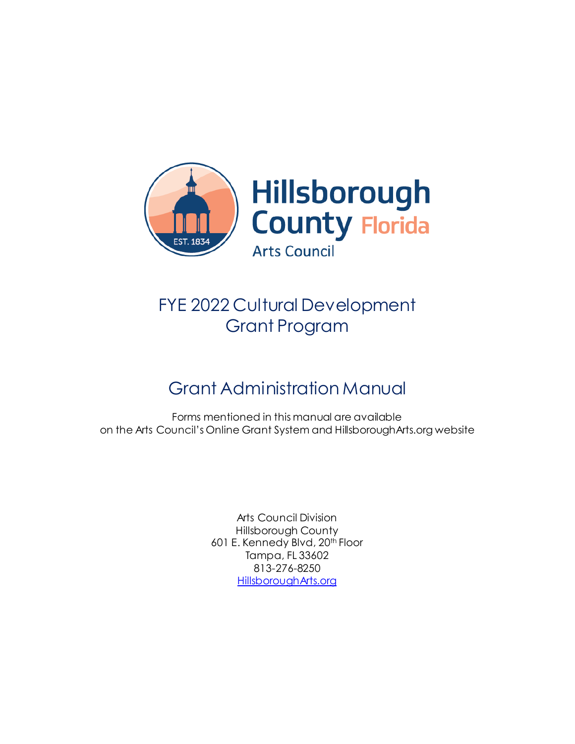Hillsborough County Florida

Arts Council

# FYE 2022 Cultural Development Grant Program

## Grant Administration Manual

Forms mentioned in this manual are available on the Arts Council's Online Grant System and HillsboroughArts.org website

Arts Council Division
Hillsborough County
601 E. Kennedy Blvd, 20th Floor
Tampa, FL 33602
813-276-8250
[HillsboroughArts.org](http://HillsboroughArts.org)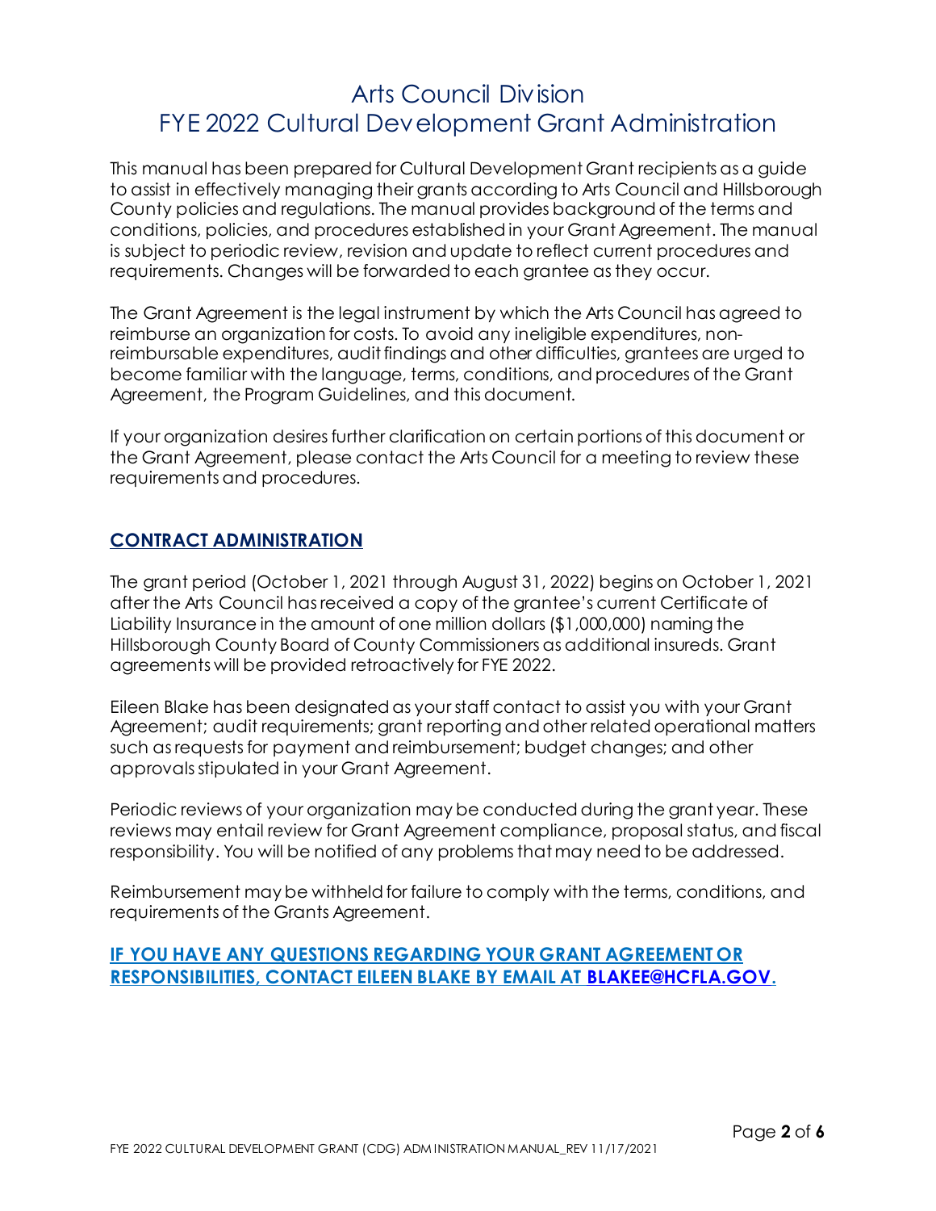# Arts Council Division
# FYE 2022 Cultural Development Grant Administration

This manual has been prepared for Cultural Development Grant recipients as a guide to assist in effectively managing their grants according to Arts Council and Hillsborough County policies and regulations. The manual provides background of the terms and conditions, policies, and procedures established in your Grant Agreement. The manual is subject to periodic review, revision and update to reflect current procedures and requirements. Changes will be forwarded to each grantee as they occur.

The Grant Agreement is the legal instrument by which the Arts Council has agreed to reimburse an organization for costs. To avoid any ineligible expenditures, non-reimbursable expenditures, audit findings and other difficulties, grantees are urged to become familiar with the language, terms, conditions, and procedures of the Grant Agreement, the Program Guidelines, and this document.

If your organization desires further clarification on certain portions of this document or the Grant Agreement, please contact the Arts Council for a meeting to review these requirements and procedures.

## CONTRACT ADMINISTRATION

The grant period (October 1, 2021 through August 31, 2022) begins on October 1, 2021 after the Arts Council has received a copy of the grantee's current Certificate of Liability Insurance in the amount of one million dollars ($1,000,000) naming the Hillsborough County Board of County Commissioners as additional insureds. Grant agreements will be provided retroactively for FYE 2022.

Eileen Blake has been designated as your staff contact to assist you with your Grant Agreement; audit requirements; grant reporting and other related operational matters such as requests for payment and reimbursement; budget changes; and other approvals stipulated in your Grant Agreement.

Periodic reviews of your organization may be conducted during the grant year. These reviews may entail review for Grant Agreement compliance, proposal status, and fiscal responsibility. You will be notified of any problems that may need to be addressed.

Reimbursement may be withheld for failure to comply with the terms, conditions, and requirements of the Grants Agreement.

**IF YOU HAVE ANY QUESTIONS REGARDING YOUR GRANT AGREEMENT OR RESPONSIBILITIES, CONTACT EILEEN BLAKE BY EMAIL AT BLAKEE@HCFLA.GOV.**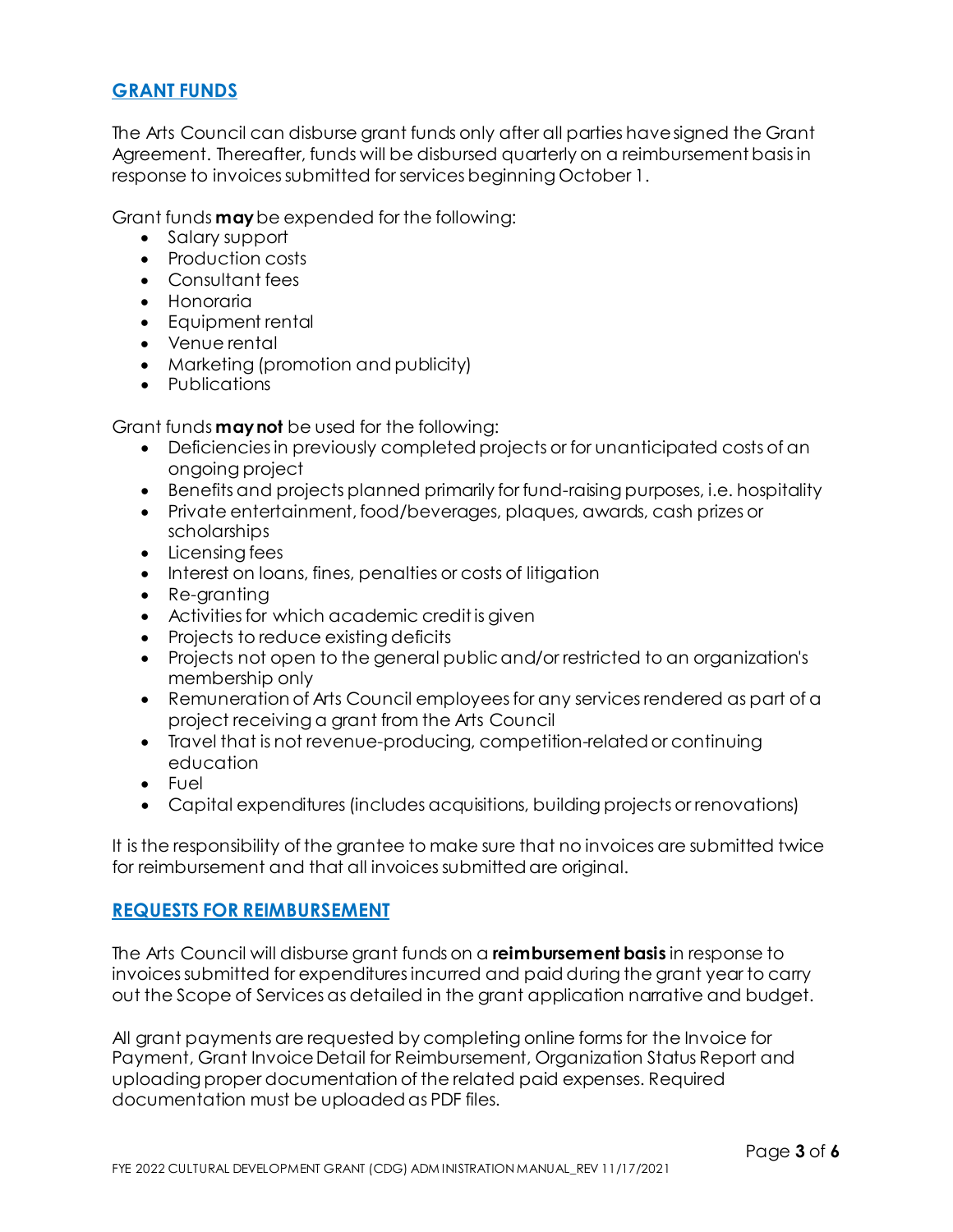## GRANT FUNDS

The Arts Council can disburse grant funds only after all parties have signed the Grant Agreement. Thereafter, funds will be disbursed quarterly on a reimbursement basis in response to invoices submitted for services beginning October 1.

Grant funds **may** be expended for the following:

- Salary support
- Production costs
- Consultant fees
- Honoraria
- Equipment rental
- Venue rental
- Marketing (promotion and publicity)
- Publications

Grant funds **may not** be used for the following:

- Deficiencies in previously completed projects or for unanticipated costs of an ongoing project
- Benefits and projects planned primarily for fund-raising purposes, i.e. hospitality
- Private entertainment, food/beverages, plaques, awards, cash prizes or scholarships
- Licensing fees
- Interest on loans, fines, penalties or costs of litigation
- Re-granting
- Activities for which academic credit is given
- Projects to reduce existing deficits
- Projects not open to the general public and/or restricted to an organization's membership only
- Remuneration of Arts Council employees for any services rendered as part of a project receiving a grant from the Arts Council
- Travel that is not revenue-producing, competition-related or continuing education
- Fuel
- Capital expenditures (includes acquisitions, building projects or renovations)

It is the responsibility of the grantee to make sure that no invoices are submitted twice for reimbursement and that all invoices submitted are original.

## REQUESTS FOR REIMBURSEMENT

The Arts Council will disburse grant funds on a **reimbursement basis** in response to invoices submitted for expenditures incurred and paid during the grant year to carry out the Scope of Services as detailed in the grant application narrative and budget.

All grant payments are requested by completing online forms for the Invoice for Payment, Grant Invoice Detail for Reimbursement, Organization Status Report and uploading proper documentation of the related paid expenses. Required documentation must be uploaded as PDF files.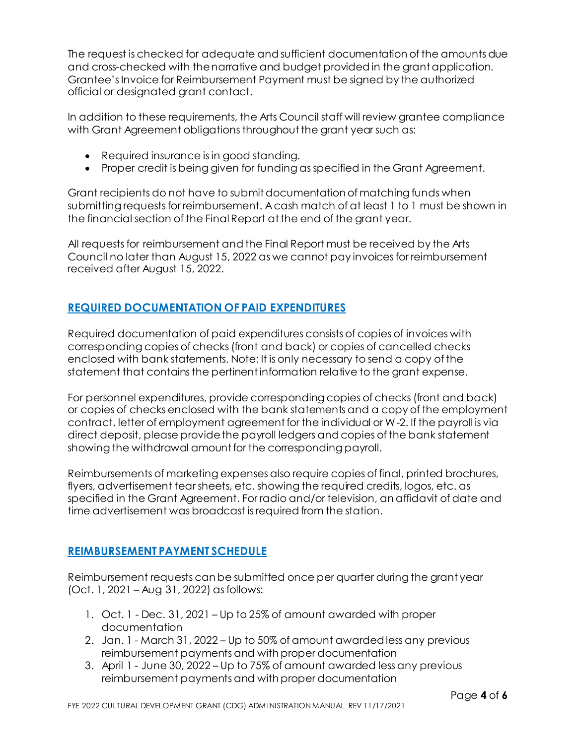The request is checked for adequate and sufficient documentation of the amounts due and cross-checked with the narrative and budget provided in the grant application. Grantee's Invoice for Reimbursement Payment must be signed by the authorized official or designated grant contact.

In addition to these requirements, the Arts Council staff will review grantee compliance with Grant Agreement obligations throughout the grant year such as:

- Required insurance is in good standing.
- Proper credit is being given for funding as specified in the Grant Agreement.

Grant recipients do not have to submit documentation of matching funds when submitting requests for reimbursement. A cash match of at least 1 to 1 must be shown in the financial section of the Final Report at the end of the grant year.

All requests for reimbursement and the Final Report must be received by the Arts Council no later than August 15, 2022 as we cannot pay invoices for reimbursement received after August 15, 2022.

## REQUIRED DOCUMENTATION OF PAID EXPENDITURES

Required documentation of paid expenditures consists of copies of invoices with corresponding copies of checks (front and back) or copies of cancelled checks enclosed with bank statements. Note: It is only necessary to send a copy of the statement that contains the pertinent information relative to the grant expense.

For personnel expenditures, provide corresponding copies of checks (front and back) or copies of checks enclosed with the bank statements and a copy of the employment contract, letter of employment agreement for the individual or W-2. If the payroll is via direct deposit, please provide the payroll ledgers and copies of the bank statement showing the withdrawal amount for the corresponding payroll.

Reimbursements of marketing expenses also require copies of final, printed brochures, flyers, advertisement tear sheets, etc. showing the required credits, logos, etc. as specified in the Grant Agreement. For radio and/or television, an affidavit of date and time advertisement was broadcast is required from the station.

## REIMBURSEMENT PAYMENT SCHEDULE

Reimbursement requests can be submitted once per quarter during the grant year (Oct. 1, 2021 – Aug 31, 2022) as follows:

1. Oct. 1 - Dec. 31, 2021 – Up to 25% of amount awarded with proper documentation
2. Jan. 1 - March 31, 2022 – Up to 50% of amount awarded less any previous reimbursement payments and with proper documentation
3. April 1 - June 30, 2022 – Up to 75% of amount awarded less any previous reimbursement payments and with proper documentation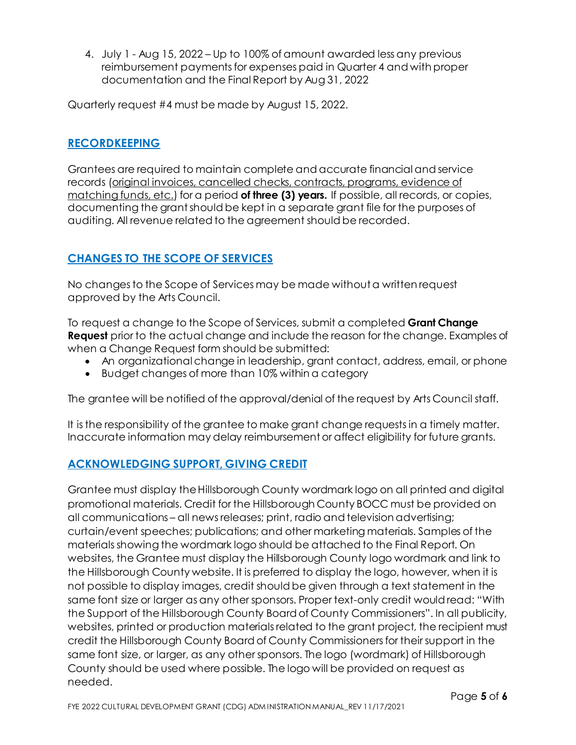4. July 1 - Aug 15, 2022 – Up to 100% of amount awarded less any previous reimbursement payments for expenses paid in Quarter 4 and with proper documentation and the Final Report by Aug 31, 2022

Quarterly request #4 must be made by August 15, 2022.

## RECORDKEEPING

Grantees are required to maintain complete and accurate financial and service records (original invoices, cancelled checks, contracts, programs, evidence of matching funds, etc.) for a period **of three (3) years.** If possible, all records, or copies, documenting the grant should be kept in a separate grant file for the purposes of auditing. All revenue related to the agreement should be recorded.

## CHANGES TO THE SCOPE OF SERVICES

No changes to the Scope of Services may be made without a written request approved by the Arts Council.

To request a change to the Scope of Services, submit a completed **Grant Change Request** prior to the actual change and include the reason for the change. Examples of when a Change Request form should be submitted:

- An organizational change in leadership, grant contact, address, email, or phone
- Budget changes of more than 10% within a category

The grantee will be notified of the approval/denial of the request by Arts Council staff.

It is the responsibility of the grantee to make grant change requests in a timely matter. Inaccurate information may delay reimbursement or affect eligibility for future grants.

## ACKNOWLEDGING SUPPORT, GIVING CREDIT

Grantee must display the Hillsborough County wordmark logo on all printed and digital promotional materials. Credit for the Hillsborough County BOCC must be provided on all communications – all news releases; print, radio and television advertising; curtain/event speeches; publications; and other marketing materials. Samples of the materials showing the wordmark logo should be attached to the Final Report. On websites, the Grantee must display the Hillsborough County logo wordmark and link to the Hillsborough County website. It is preferred to display the logo, however, when it is not possible to display images, credit should be given through a text statement in the same font size or larger as any other sponsors. Proper text-only credit would read: "With the Support of the Hillsborough County Board of County Commissioners". In all publicity, websites, printed or production materials related to the grant project, the recipient must credit the Hillsborough County Board of County Commissioners for their support in the same font size, or larger, as any other sponsors. The logo (wordmark) of Hillsborough County should be used where possible. The logo will be provided on request as needed.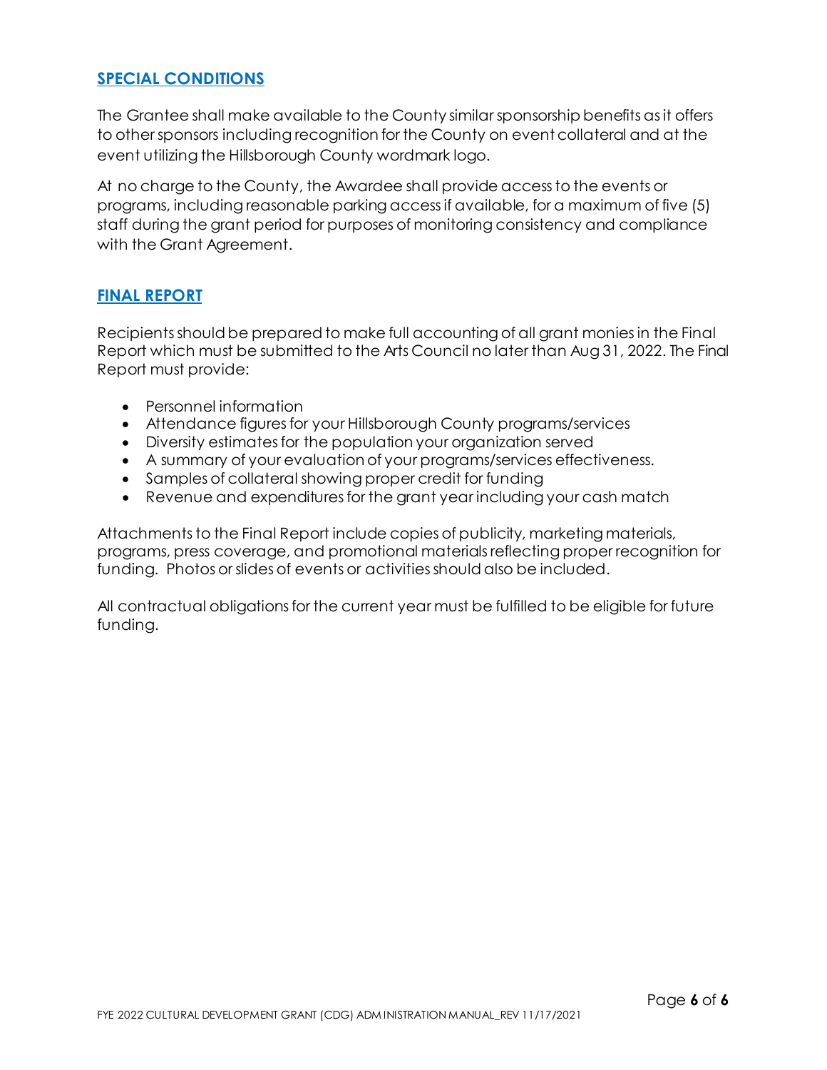## SPECIAL CONDITIONS

The Grantee shall make available to the County similar sponsorship benefits as it offers to other sponsors including recognition for the County on event collateral and at the event utilizing the Hillsborough County wordmark logo.

At no charge to the County, the Awardee shall provide access to the events or programs, including reasonable parking access if available, for a maximum of five (5) staff during the grant period for purposes of monitoring consistency and compliance with the Grant Agreement.

## FINAL REPORT

Recipients should be prepared to make full accounting of all grant monies in the Final Report which must be submitted to the Arts Council no later than Aug 31, 2022. The Final Report must provide:

- Personnel information
- Attendance figures for your Hillsborough County programs/services
- Diversity estimates for the population your organization served
- A summary of your evaluation of your programs/services effectiveness.
- Samples of collateral showing proper credit for funding
- Revenue and expenditures for the grant year including your cash match

Attachments to the Final Report include copies of publicity, marketing materials, programs, press coverage, and promotional materials reflecting proper recognition for funding. Photos or slides of events or activities should also be included.

All contractual obligations for the current year must be fulfilled to be eligible for future funding.